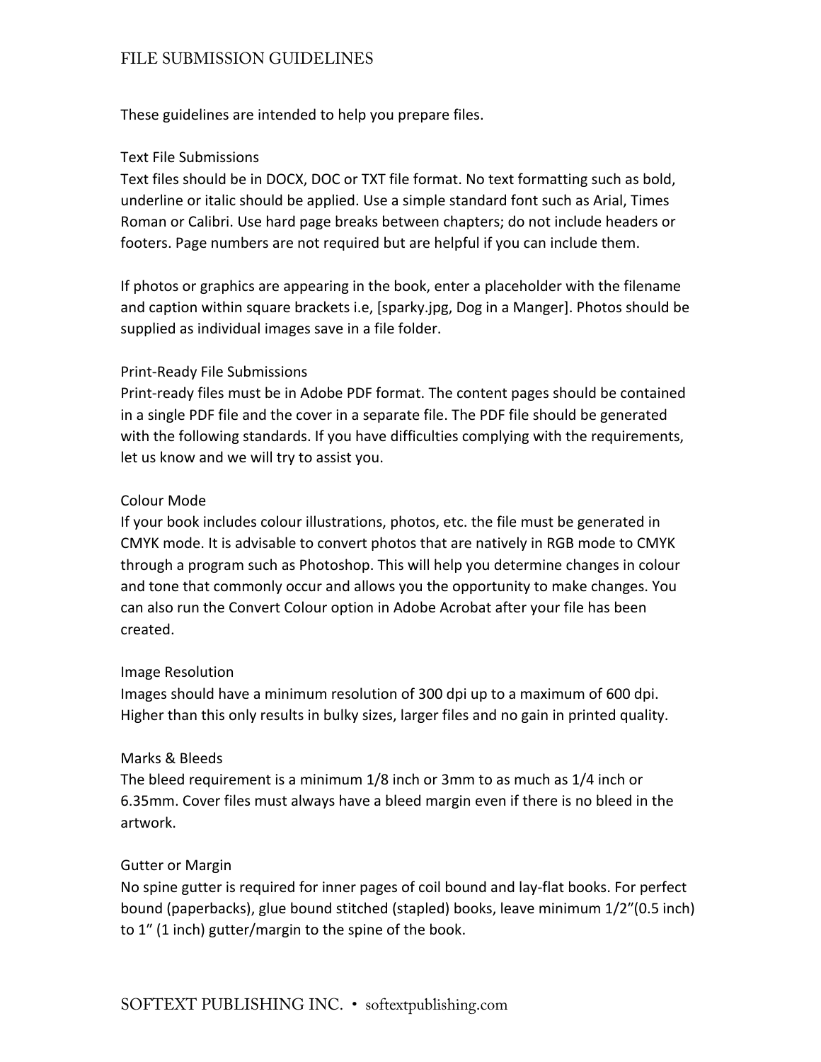# FILE SUBMISSION GUIDELINES

These guidelines are intended to help you prepare files.

## Text File Submissions

Text files should be in DOCX, DOC or TXT file format. No text formatting such as bold, underline or italic should be applied. Use a simple standard font such as Arial, Times Roman or Calibri. Use hard page breaks between chapters; do not include headers or footers. Page numbers are not required but are helpful if you can include them.

If photos or graphics are appearing in the book, enter a placeholder with the filename and caption within square brackets i.e, [sparky.jpg, Dog in a Manger]. Photos should be supplied as individual images save in a file folder.

## Print-Ready File Submissions

Print-ready files must be in Adobe PDF format. The content pages should be contained in a single PDF file and the cover in a separate file. The PDF file should be generated with the following standards. If you have difficulties complying with the requirements, let us know and we will try to assist you.

### Colour Mode

If your book includes colour illustrations, photos, etc. the file must be generated in CMYK mode. It is advisable to convert photos that are natively in RGB mode to CMYK through a program such as Photoshop. This will help you determine changes in colour and tone that commonly occur and allows you the opportunity to make changes. You can also run the Convert Colour option in Adobe Acrobat after your file has been created.

### Image Resolution

Images should have a minimum resolution of 300 dpi up to a maximum of 600 dpi. Higher than this only results in bulky sizes, larger files and no gain in printed quality.

### Marks & Bleeds

The bleed requirement is a minimum 1/8 inch or 3mm to as much as 1/4 inch or 6.35mm. Cover files must always have a bleed margin even if there is no bleed in the artwork.

### Gutter or Margin

No spine gutter is required for inner pages of coil bound and lay-flat books. For perfect bound (paperbacks), glue bound stitched (stapled) books, leave minimum 1/2"(0.5 inch) to 1" (1 inch) gutter/margin to the spine of the book.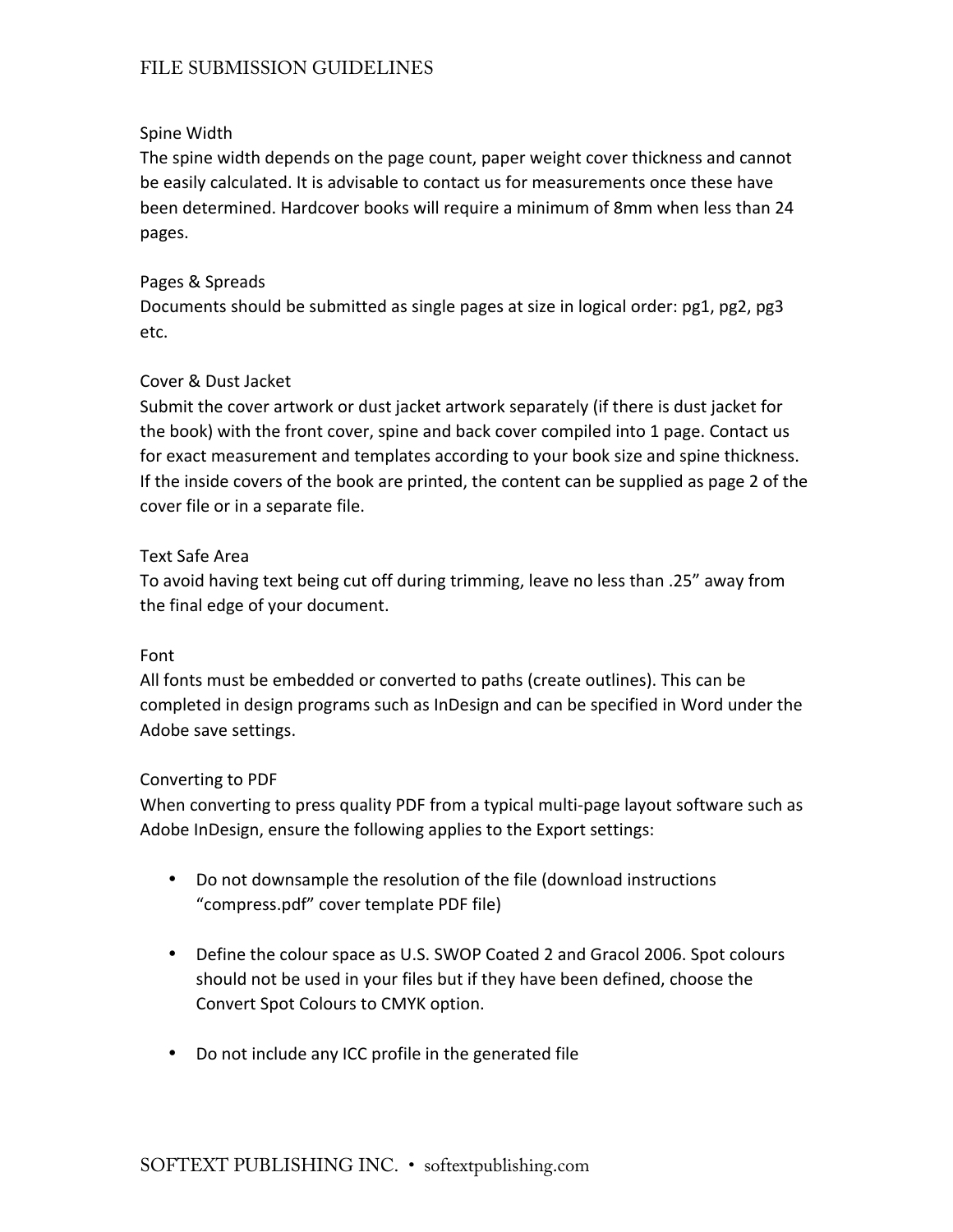## Spine Width

The spine width depends on the page count, paper weight cover thickness and cannot be easily calculated. It is advisable to contact us for measurements once these have been determined. Hardcover books will require a minimum of 8mm when less than 24 pages.

## Pages & Spreads

Documents should be submitted as single pages at size in logical order: pg1, pg2, pg3 etc.

## Cover & Dust Jacket

Submit the cover artwork or dust jacket artwork separately (if there is dust jacket for the book) with the front cover, spine and back cover compiled into 1 page. Contact us for exact measurement and templates according to your book size and spine thickness. If the inside covers of the book are printed, the content can be supplied as page 2 of the cover file or in a separate file.

## Text Safe Area

To avoid having text being cut off during trimming, leave no less than .25" away from the final edge of your document.

## Font

All fonts must be embedded or converted to paths (create outlines). This can be completed in design programs such as InDesign and can be specified in Word under the Adobe save settings.

## Converting to PDF

When converting to press quality PDF from a typical multi-page layout software such as Adobe InDesign, ensure the following applies to the Export settings:

- Do not downsample the resolution of the file (download instructions "compress.pdf" cover template PDF file)
- Define the colour space as U.S. SWOP Coated 2 and Gracol 2006. Spot colours should not be used in your files but if they have been defined, choose the Convert Spot Colours to CMYK option.
- Do not include any ICC profile in the generated file